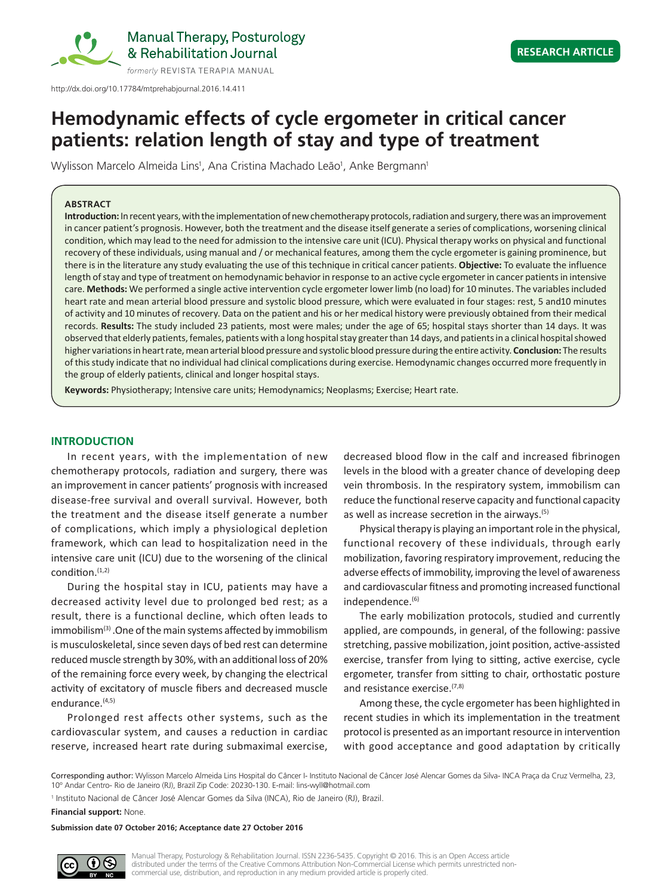http://dx.doi.org/10.17784/mtprehabjournal.2016.14.411

**RESEARCH ARTICLE**

# Hemodynamic effects of cycle ergometer in critical cancer patients: relation length of stay and type of treatment

Wylisson Marcelo Almeida Lins[1], Ana Cristina Machado Leão[1], Anke Bergmann[1]

## ABSTRACT

**Introduction:** In recent years, with the implementation of new chemotherapy protocols, radiation and surgery, there was an improvement in cancer patient's prognosis. However, both the treatment and the disease itself generate a series of complications, worsening clinical condition, which may lead to the need for admission to the intensive care unit (ICU). Physical therapy works on physical and functional recovery of these individuals, using manual and / or mechanical features, among them the cycle ergometer is gaining prominence, but there is in the literature any study evaluating the use of this technique in critical cancer patients. **Objective:** To evaluate the influence length of stay and type of treatment on hemodynamic behavior in response to an active cycle ergometer in cancer patients in intensive care. **Methods:** We performed a single active intervention cycle ergometer lower limb (no load) for 10 minutes. The variables included heart rate and mean arterial blood pressure and systolic blood pressure, which were evaluated in four stages: rest, 5 and10 minutes of activity and 10 minutes of recovery. Data on the patient and his or her medical history were previously obtained from their medical records. **Results:** The study included 23 patients, most were males; under the age of 65; hospital stays shorter than 14 days. It was observed that elderly patients, females, patients with a long hospital stay greater than 14 days, and patients in a clinical hospital showed higher variations in heart rate, mean arterial blood pressure and systolic blood pressure during the entire activity. **Conclusion:** The results of this study indicate that no individual had clinical complications during exercise. Hemodynamic changes occurred more frequently in the group of elderly patients, clinical and longer hospital stays.

**Keywords:** Physiotherapy; Intensive care units; Hemodynamics; Neoplasms; Exercise; Heart rate.

## INTRODUCTION

In recent years, with the implementation of new chemotherapy protocols, radiation and surgery, there was an improvement in cancer patients' prognosis with increased disease-free survival and overall survival. However, both the treatment and the disease itself generate a number of complications, which imply a physiological depletion framework, which can lead to hospitalization need in the intensive care unit (ICU) due to the worsening of the clinical condition.[1,2]

During the hospital stay in ICU, patients may have a decreased activity level due to prolonged bed rest; as a result, there is a functional decline, which often leads to immobilism[3] .One of the main systems affected by immobilism is musculoskeletal, since seven days of bed rest can determine reduced muscle strength by 30%, with an additional loss of 20% of the remaining force every week, by changing the electrical activity of excitatory of muscle fibers and decreased muscle endurance.[4,5]

Prolonged rest affects other systems, such as the cardiovascular system, and causes a reduction in cardiac reserve, increased heart rate during submaximal exercise, decreased blood flow in the calf and increased fibrinogen levels in the blood with a greater chance of developing deep vein thrombosis. In the respiratory system, immobilism can reduce the functional reserve capacity and functional capacity as well as increase secretion in the airways.[5]

Physical therapy is playing an important role in the physical, functional recovery of these individuals, through early mobilization, favoring respiratory improvement, reducing the adverse effects of immobility, improving the level of awareness and cardiovascular fitness and promoting increased functional independence.[6]

The early mobilization protocols, studied and currently applied, are compounds, in general, of the following: passive stretching, passive mobilization, joint position, active-assisted exercise, transfer from lying to sitting, active exercise, cycle ergometer, transfer from sitting to chair, orthostatic posture and resistance exercise.[7,8]

Among these, the cycle ergometer has been highlighted in recent studies in which its implementation in the treatment protocol is presented as an important resource in intervention with good acceptance and good adaptation by critically

Corresponding author: Wylisson Marcelo Almeida Lins Hospital do Câncer I- Instituto Nacional de Câncer José Alencar Gomes da Silva- INCA Praça da Cruz Vermelha, 23, 10º Andar Centro- Rio de Janeiro (RJ), Brazil Zip Code: 20230-130. E-mail: lins-wyll@hotmail.com

[1] Instituto Nacional de Câncer José Alencar Gomes da Silva (INCA), Rio de Janeiro (RJ), Brazil.

**Financial support:** None.

**Submission date 07 October 2016; Acceptance date 27 October 2016**

Manual Therapy, Posturology & Rehabilitation Journal. ISSN 2236-5435. Copyright © 2016. This is an Open Access article distributed under the terms of the Creative Commons Attribution Non-Commercial License which permits unrestricted non-commercial use, distribution, and reproduction in any medium provided article is properly cited.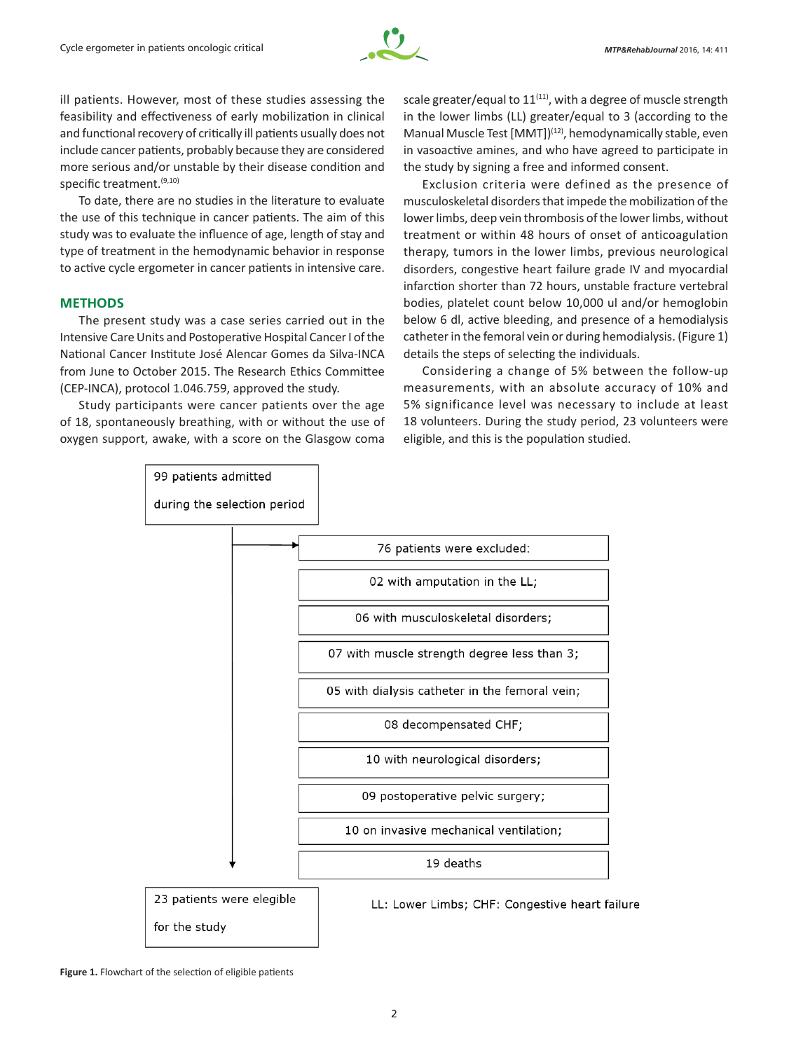ill patients. However, most of these studies assessing the feasibility and effectiveness of early mobilization in clinical and functional recovery of critically ill patients usually does not include cancer patients, probably because they are considered more serious and/or unstable by their disease condition and specific treatment.[9,10]

To date, there are no studies in the literature to evaluate the use of this technique in cancer patients. The aim of this study was to evaluate the influence of age, length of stay and type of treatment in the hemodynamic behavior in response to active cycle ergometer in cancer patients in intensive care.

## METHODS

The present study was a case series carried out in the Intensive Care Units and Postoperative Hospital Cancer I of the National Cancer Institute José Alencar Gomes da Silva-INCA from June to October 2015. The Research Ethics Committee (CEP-INCA), protocol 1.046.759, approved the study.

Study participants were cancer patients over the age of 18, spontaneously breathing, with or without the use of oxygen support, awake, with a score on the Glasgow coma scale greater/equal to 11[11], with a degree of muscle strength in the lower limbs (LL) greater/equal to 3 (according to the Manual Muscle Test [MMT])[12], hemodynamically stable, even in vasoactive amines, and who have agreed to participate in the study by signing a free and informed consent.

Exclusion criteria were defined as the presence of musculoskeletal disorders that impede the mobilization of the lower limbs, deep vein thrombosis of the lower limbs, without treatment or within 48 hours of onset of anticoagulation therapy, tumors in the lower limbs, previous neurological disorders, congestive heart failure grade IV and myocardial infarction shorter than 72 hours, unstable fracture vertebral bodies, platelet count below 10,000 ul and/or hemoglobin below 6 dl, active bleeding, and presence of a hemodialysis catheter in the femoral vein or during hemodialysis. (Figure 1) details the steps of selecting the individuals.

Considering a change of 5% between the follow-up measurements, with an absolute accuracy of 10% and 5% significance level was necessary to include at least 18 volunteers. During the study period, 23 volunteers were eligible, and this is the population studied.

99 patients admitted during the selection period

76 patients were excluded:
- 02 with amputation in the LL;
- 06 with musculoskeletal disorders;
- 07 with muscle strength degree less than 3;
- 05 with dialysis catheter in the femoral vein;
- 08 decompensated CHF;
- 10 with neurological disorders;
- 09 postoperative pelvic surgery;
- 10 on invasive mechanical ventilation;
- 19 deaths

23 patients were elegible for the study

LL: Lower Limbs; CHF: Congestive heart failure

**Figure 1.** Flowchart of the selection of eligible patients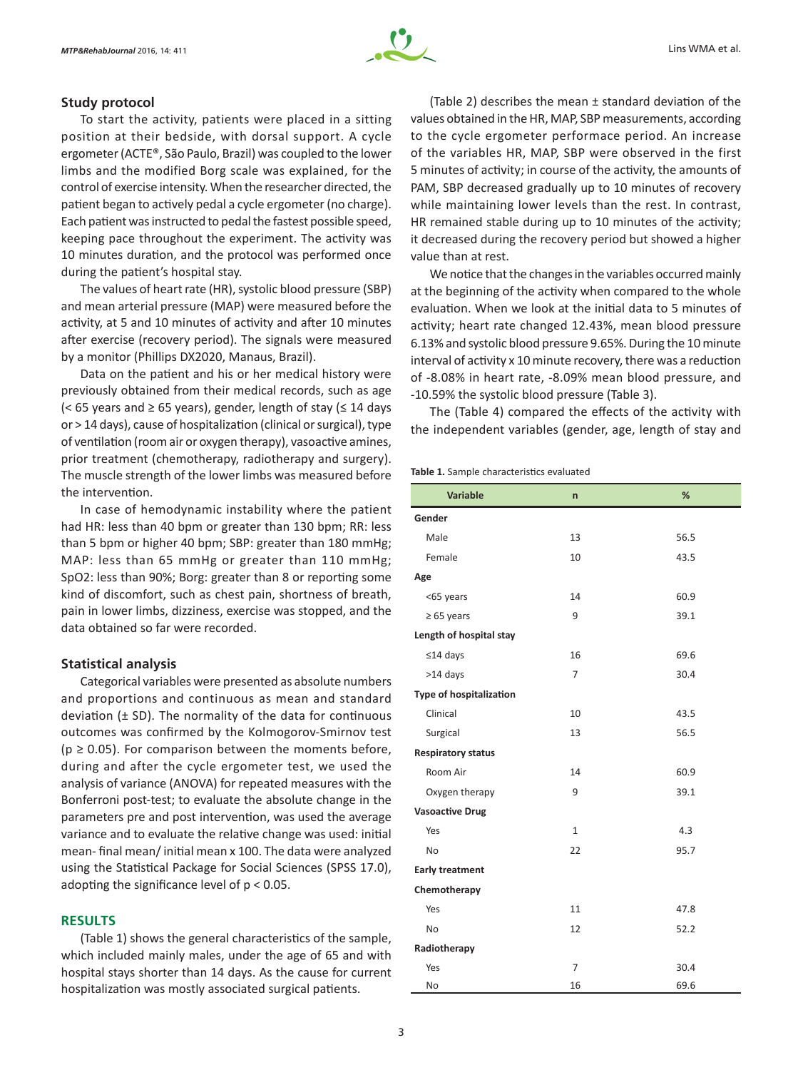## Study protocol

To start the activity, patients were placed in a sitting position at their bedside, with dorsal support. A cycle ergometer (ACTE®, São Paulo, Brazil) was coupled to the lower limbs and the modified Borg scale was explained, for the control of exercise intensity. When the researcher directed, the patient began to actively pedal a cycle ergometer (no charge). Each patient was instructed to pedal the fastest possible speed, keeping pace throughout the experiment. The activity was 10 minutes duration, and the protocol was performed once during the patient's hospital stay.

The values of heart rate (HR), systolic blood pressure (SBP) and mean arterial pressure (MAP) were measured before the activity, at 5 and 10 minutes of activity and after 10 minutes after exercise (recovery period). The signals were measured by a monitor (Phillips DX2020, Manaus, Brazil).

Data on the patient and his or her medical history were previously obtained from their medical records, such as age (< 65 years and ≥ 65 years), gender, length of stay (≤ 14 days or > 14 days), cause of hospitalization (clinical or surgical), type of ventilation (room air or oxygen therapy), vasoactive amines, prior treatment (chemotherapy, radiotherapy and surgery). The muscle strength of the lower limbs was measured before the intervention.

In case of hemodynamic instability where the patient had HR: less than 40 bpm or greater than 130 bpm; RR: less than 5 bpm or higher 40 bpm; SBP: greater than 180 mmHg; MAP: less than 65 mmHg or greater than 110 mmHg; $SpO_2$: less than 90%; Borg: greater than 8 or reporting some kind of discomfort, such as chest pain, shortness of breath, pain in lower limbs, dizziness, exercise was stopped, and the data obtained so far were recorded.

## Statistical analysis

Categorical variables were presented as absolute numbers and proportions and continuous as mean and standard deviation (± SD). The normality of the data for continuous outcomes was confirmed by the Kolmogorov-Smirnov test ($p \geq 0.05$). For comparison between the moments before, during and after the cycle ergometer test, we used the analysis of variance (ANOVA) for repeated measures with the Bonferroni post-test; to evaluate the absolute change in the parameters pre and post intervention, was used the average variance and to evaluate the relative change was used: initial mean- final mean/ initial mean x 100. The data were analyzed using the Statistical Package for Social Sciences (SPSS 17.0), adopting the significance level of $p < 0.05$.

## RESULTS

(Table 1) shows the general characteristics of the sample, which included mainly males, under the age of 65 and with hospital stays shorter than 14 days. As the cause for current hospitalization was mostly associated surgical patients.

(Table 2) describes the mean ± standard deviation of the values obtained in the HR, MAP, SBP measurements, according to the cycle ergometer performace period. An increase of the variables HR, MAP, SBP were observed in the first 5 minutes of activity; in course of the activity, the amounts of PAM, SBP decreased gradually up to 10 minutes of recovery while maintaining lower levels than the rest. In contrast, HR remained stable during up to 10 minutes of the activity; it decreased during the recovery period but showed a higher value than at rest.

We notice that the changes in the variables occurred mainly at the beginning of the activity when compared to the whole evaluation. When we look at the initial data to 5 minutes of activity; heart rate changed 12.43%, mean blood pressure 6.13% and systolic blood pressure 9.65%. During the 10 minute interval of activity x 10 minute recovery, there was a reduction of -8.08% in heart rate, -8.09% mean blood pressure, and -10.59% the systolic blood pressure (Table 3).

The (Table 4) compared the effects of the activity with the independent variables (gender, age, length of stay and

**Table 1.** Sample characteristics evaluated

| Variable | n | % |
|---|---|---|
| **Gender** | | |
| Male | 13 | 56.5 |
| Female | 10 | 43.5 |
| **Age** | | |
| <65 years | 14 | 60.9 |
| ≥ 65 years | 9 | 39.1 |
| **Length of hospital stay** | | |
| ≤14 days | 16 | 69.6 |
| >14 days | 7 | 30.4 |
| **Type of hospitalization** | | |
| Clinical | 10 | 43.5 |
| Surgical | 13 | 56.5 |
| **Respiratory status** | | |
| Room Air | 14 | 60.9 |
| Oxygen therapy | 9 | 39.1 |
| **Vasoactive Drug** | | |
| Yes | 1 | 4.3 |
| No | 22 | 95.7 |
| **Early treatment** | | |
| **Chemotherapy** | | |
| Yes | 11 | 47.8 |
| No | 12 | 52.2 |
| **Radiotherapy** | | |
| Yes | 7 | 30.4 |
| No | 16 | 69.6 |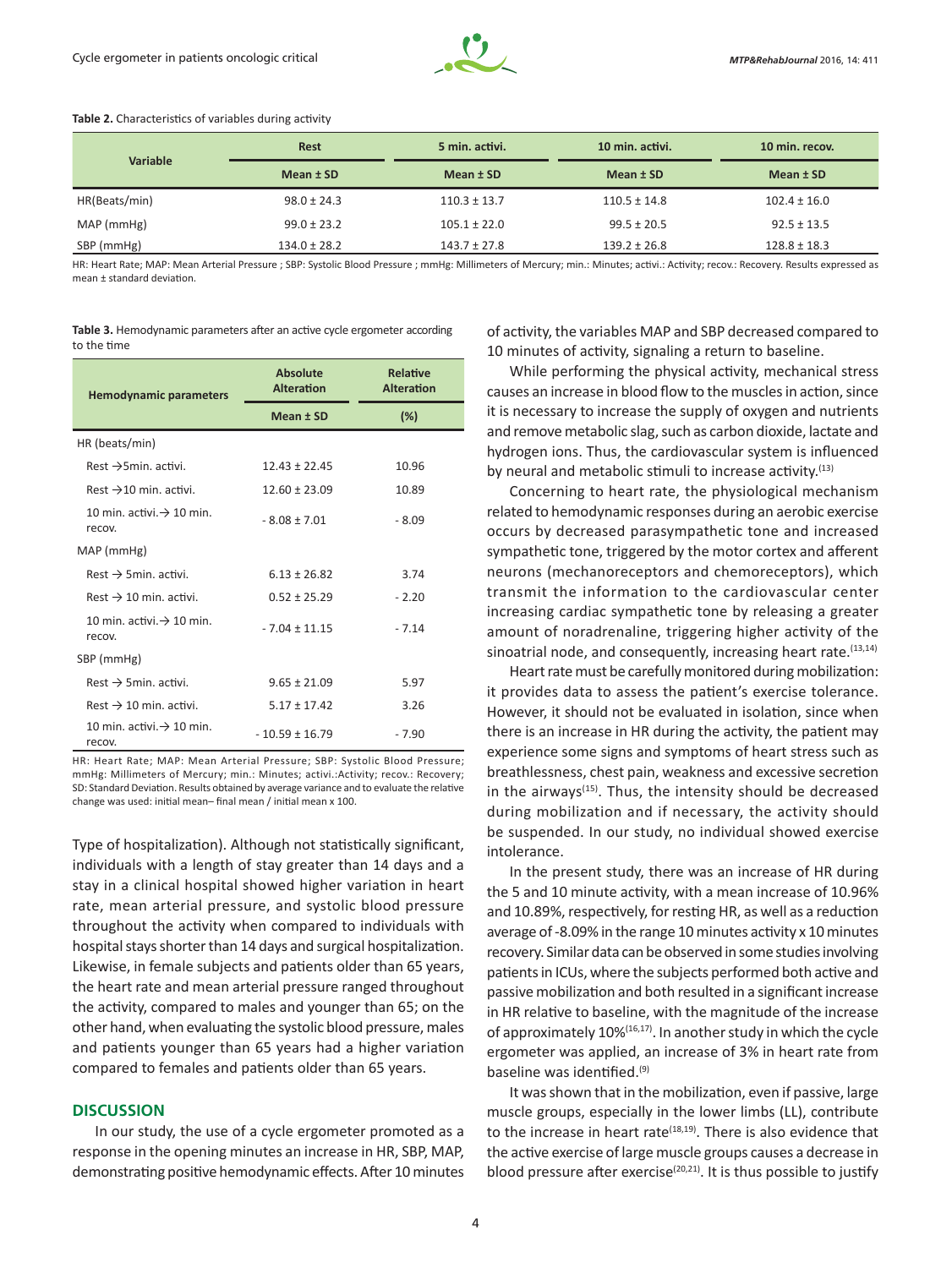**Table 2.** Characteristics of variables during activity

| Variable | Rest | 5 min. activi. | 10 min. activi. | 10 min. recov. |
|---|---|---|---|---|
| | Mean ± SD | Mean ± SD | Mean ± SD | Mean ± SD |
| HR(Beats/min) | 98.0 ± 24.3 | 110.3 ± 13.7 | 110.5 ± 14.8 | 102.4 ± 16.0 |
| MAP (mmHg) | 99.0 ± 23.2 | 105.1 ± 22.0 | 99.5 ± 20.5 | 92.5 ± 13.5 |
| SBP (mmHg) | 134.0 ± 28.2 | 143.7 ± 27.8 | 139.2 ± 26.8 | 128.8 ± 18.3 |

HR: Heart Rate; MAP: Mean Arterial Pressure ; SBP: Systolic Blood Pressure ; mmHg: Millimeters of Mercury; min.: Minutes; activi.: Activity; recov.: Recovery. Results expressed as mean ± standard deviation.

**Table 3.** Hemodynamic parameters after an active cycle ergometer according to the time

| Hemodynamic parameters | Absolute Alteration | Relative Alteration |
|---|---|---|
| | Mean ± SD | (%) |
| HR (beats/min) | | |
| Rest →5min. activi. | 12.43 ± 22.45 | 10.96 |
| Rest →10 min. activi. | 12.60 ± 23.09 | 10.89 |
| 10 min. activi.→ 10 min. recov. | - 8.08 ± 7.01 | - 8.09 |
| MAP (mmHg) | | |
| Rest → 5min. activi. | 6.13 ± 26.82 | 3.74 |
| Rest → 10 min. activi. | 0.52 ± 25.29 | - 2.20 |
| 10 min. activi.→ 10 min. recov. | - 7.04 ± 11.15 | - 7.14 |
| SBP (mmHg) | | |
| Rest → 5min. activi. | 9.65 ± 21.09 | 5.97 |
| Rest → 10 min. activi. | 5.17 ± 17.42 | 3.26 |
| 10 min. activi.→ 10 min. recov. | - 10.59 ± 16.79 | - 7.90 |

HR: Heart Rate; MAP: Mean Arterial Pressure; SBP: Systolic Blood Pressure; mmHg: Millimeters of Mercury; min.: Minutes; activi.:Activity; recov.: Recovery; SD: Standard Deviation. Results obtained by average variance and to evaluate the relative change was used: initial mean– final mean / initial mean x 100.

Type of hospitalization). Although not statistically significant, individuals with a length of stay greater than 14 days and a stay in a clinical hospital showed higher variation in heart rate, mean arterial pressure, and systolic blood pressure throughout the activity when compared to individuals with hospital stays shorter than 14 days and surgical hospitalization. Likewise, in female subjects and patients older than 65 years, the heart rate and mean arterial pressure ranged throughout the activity, compared to males and younger than 65; on the other hand, when evaluating the systolic blood pressure, males and patients younger than 65 years had a higher variation compared to females and patients older than 65 years.

## DISCUSSION

In our study, the use of a cycle ergometer promoted as a response in the opening minutes an increase in HR, SBP, MAP, demonstrating positive hemodynamic effects. After 10 minutes of activity, the variables MAP and SBP decreased compared to 10 minutes of activity, signaling a return to baseline.

While performing the physical activity, mechanical stress causes an increase in blood flow to the muscles in action, since it is necessary to increase the supply of oxygen and nutrients and remove metabolic slag, such as carbon dioxide, lactate and hydrogen ions. Thus, the cardiovascular system is influenced by neural and metabolic stimuli to increase activity.[13]

Concerning to heart rate, the physiological mechanism related to hemodynamic responses during an aerobic exercise occurs by decreased parasympathetic tone and increased sympathetic tone, triggered by the motor cortex and afferent neurons (mechanoreceptors and chemoreceptors), which transmit the information to the cardiovascular center increasing cardiac sympathetic tone by releasing a greater amount of noradrenaline, triggering higher activity of the sinoatrial node, and consequently, increasing heart rate.[13,14]

Heart rate must be carefully monitored during mobilization: it provides data to assess the patient's exercise tolerance. However, it should not be evaluated in isolation, since when there is an increase in HR during the activity, the patient may experience some signs and symptoms of heart stress such as breathlessness, chest pain, weakness and excessive secretion in the airways[15]. Thus, the intensity should be decreased during mobilization and if necessary, the activity should be suspended. In our study, no individual showed exercise intolerance.

In the present study, there was an increase of HR during the 5 and 10 minute activity, with a mean increase of 10.96% and 10.89%, respectively, for resting HR, as well as a reduction average of -8.09% in the range 10 minutes activity x 10 minutes recovery. Similar data can be observed in some studies involving patients in ICUs, where the subjects performed both active and passive mobilization and both resulted in a significant increase in HR relative to baseline, with the magnitude of the increase of approximately 10%[16,17]. In another study in which the cycle ergometer was applied, an increase of 3% in heart rate from baseline was identified.[9]

It was shown that in the mobilization, even if passive, large muscle groups, especially in the lower limbs (LL), contribute to the increase in heart rate[18,19]. There is also evidence that the active exercise of large muscle groups causes a decrease in blood pressure after exercise[20,21]. It is thus possible to justify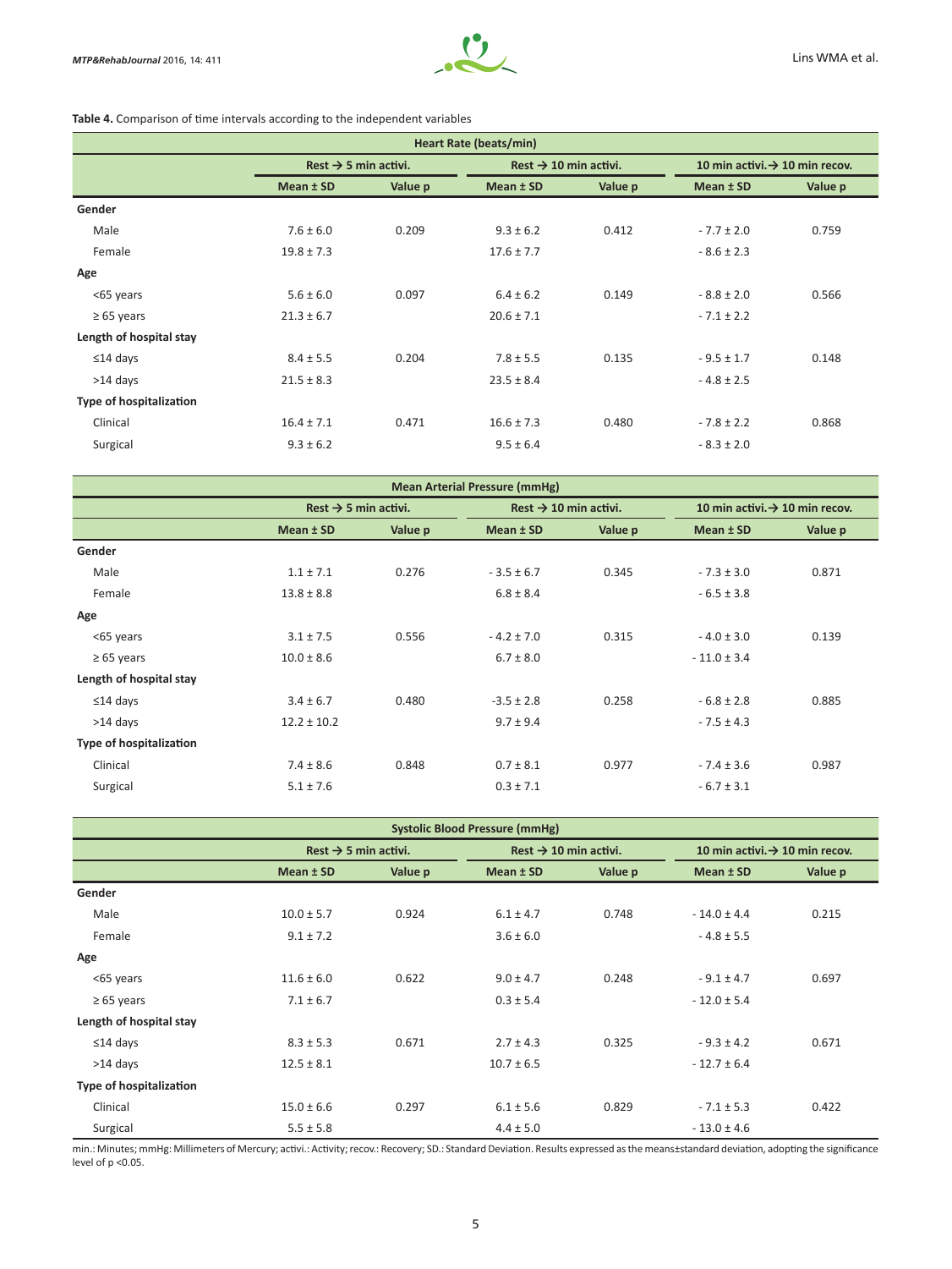**Table 4.** Comparison of time intervals according to the independent variables

| Heart Rate (beats/min) | | | | | | |
|---|---|---|---|---|---|---|
| | Rest → 5 min activi. | | Rest → 10 min activi. | | 10 min activi.→ 10 min recov. | |
| | Mean ± SD | Value p | Mean ± SD | Value p | Mean ± SD | Value p |
| **Gender** | | | | | | |
| Male | 7.6 ± 6.0 | 0.209 | 9.3 ± 6.2 | 0.412 | - 7.7 ± 2.0 | 0.759 |
| Female | 19.8 ± 7.3 | | 17.6 ± 7.7 | | - 8.6 ± 2.3 | |
| **Age** | | | | | | |
| <65 years | 5.6 ± 6.0 | 0.097 | 6.4 ± 6.2 | 0.149 | - 8.8 ± 2.0 | 0.566 |
| ≥ 65 years | 21.3 ± 6.7 | | 20.6 ± 7.1 | | - 7.1 ± 2.2 | |
| **Length of hospital stay** | | | | | | |
| ≤14 days | 8.4 ± 5.5 | 0.204 | 7.8 ± 5.5 | 0.135 | - 9.5 ± 1.7 | 0.148 |
| >14 days | 21.5 ± 8.3 | | 23.5 ± 8.4 | | - 4.8 ± 2.5 | |
| **Type of hospitalization** | | | | | | |
| Clinical | 16.4 ± 7.1 | 0.471 | 16.6 ± 7.3 | 0.480 | - 7.8 ± 2.2 | 0.868 |
| Surgical | 9.3 ± 6.2 | | 9.5 ± 6.4 | | - 8.3 ± 2.0 | |

| Mean Arterial Pressure (mmHg) | | | | | | |
|---|---|---|---|---|---|---|
| | Rest → 5 min activi. | | Rest → 10 min activi. | | 10 min activi.→ 10 min recov. | |
| | Mean ± SD | Value p | Mean ± SD | Value p | Mean ± SD | Value p |
| **Gender** | | | | | | |
| Male | 1.1 ± 7.1 | 0.276 | - 3.5 ± 6.7 | 0.345 | - 7.3 ± 3.0 | 0.871 |
| Female | 13.8 ± 8.8 | | 6.8 ± 8.4 | | - 6.5 ± 3.8 | |
| **Age** | | | | | | |
| <65 years | 3.1 ± 7.5 | 0.556 | - 4.2 ± 7.0 | 0.315 | - 4.0 ± 3.0 | 0.139 |
| ≥ 65 years | 10.0 ± 8.6 | | 6.7 ± 8.0 | | - 11.0 ± 3.4 | |
| **Length of hospital stay** | | | | | | |
| ≤14 days | 3.4 ± 6.7 | 0.480 | -3.5 ± 2.8 | 0.258 | - 6.8 ± 2.8 | 0.885 |
| >14 days | 12.2 ± 10.2 | | 9.7 ± 9.4 | | - 7.5 ± 4.3 | |
| **Type of hospitalization** | | | | | | |
| Clinical | 7.4 ± 8.6 | 0.848 | 0.7 ± 8.1 | 0.977 | - 7.4 ± 3.6 | 0.987 |
| Surgical | 5.1 ± 7.6 | | 0.3 ± 7.1 | | - 6.7 ± 3.1 | |

| Systolic Blood Pressure (mmHg) | | | | | | |
|---|---|---|---|---|---|---|
| | Rest → 5 min activi. | | Rest → 10 min activi. | | 10 min activi.→ 10 min recov. | |
| | Mean ± SD | Value p | Mean ± SD | Value p | Mean ± SD | Value p |
| **Gender** | | | | | | |
| Male | 10.0 ± 5.7 | 0.924 | 6.1 ± 4.7 | 0.748 | - 14.0 ± 4.4 | 0.215 |
| Female | 9.1 ± 7.2 | | 3.6 ± 6.0 | | - 4.8 ± 5.5 | |
| **Age** | | | | | | |
| <65 years | 11.6 ± 6.0 | 0.622 | 9.0 ± 4.7 | 0.248 | - 9.1 ± 4.7 | 0.697 |
| ≥ 65 years | 7.1 ± 6.7 | | 0.3 ± 5.4 | | - 12.0 ± 5.4 | |
| **Length of hospital stay** | | | | | | |
| ≤14 days | 8.3 ± 5.3 | 0.671 | 2.7 ± 4.3 | 0.325 | - 9.3 ± 4.2 | 0.671 |
| >14 days | 12.5 ± 8.1 | | 10.7 ± 6.5 | | - 12.7 ± 6.4 | |
| **Type of hospitalization** | | | | | | |
| Clinical | 15.0 ± 6.6 | 0.297 | 6.1 ± 5.6 | 0.829 | - 7.1 ± 5.3 | 0.422 |
| Surgical | 5.5 ± 5.8 | | 4.4 ± 5.0 | | - 13.0 ± 4.6 | |

min.: Minutes; mmHg: Millimeters of Mercury; activi.: Activity; recov.: Recovery; SD.: Standard Deviation. Results expressed as the means±standard deviation, adopting the significance level of $p < 0.05$.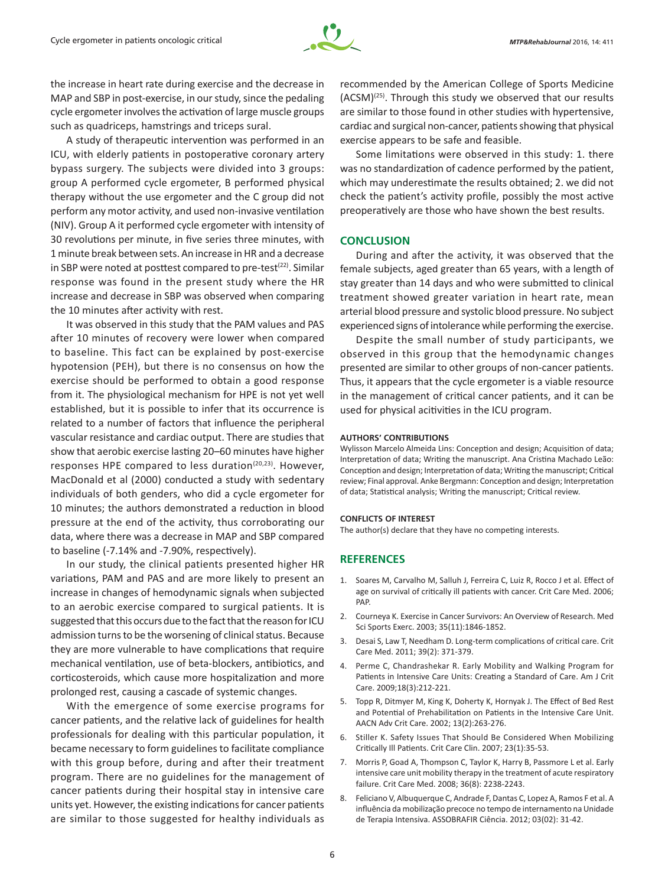the increase in heart rate during exercise and the decrease in MAP and SBP in post-exercise, in our study, since the pedaling cycle ergometer involves the activation of large muscle groups such as quadriceps, hamstrings and triceps sural.

A study of therapeutic intervention was performed in an ICU, with elderly patients in postoperative coronary artery bypass surgery. The subjects were divided into 3 groups: group A performed cycle ergometer, B performed physical therapy without the use ergometer and the C group did not perform any motor activity, and used non-invasive ventilation (NIV). Group A it performed cycle ergometer with intensity of 30 revolutions per minute, in five series three minutes, with 1 minute break between sets. An increase in HR and a decrease in SBP were noted at posttest compared to pre-test[22]. Similar response was found in the present study where the HR increase and decrease in SBP was observed when comparing the 10 minutes after activity with rest.

It was observed in this study that the PAM values and PAS after 10 minutes of recovery were lower when compared to baseline. This fact can be explained by post-exercise hypotension (PEH), but there is no consensus on how the exercise should be performed to obtain a good response from it. The physiological mechanism for HPE is not yet well established, but it is possible to infer that its occurrence is related to a number of factors that influence the peripheral vascular resistance and cardiac output. There are studies that show that aerobic exercise lasting 20–60 minutes have higher responses HPE compared to less duration[20,23]. However, MacDonald et al (2000) conducted a study with sedentary individuals of both genders, who did a cycle ergometer for 10 minutes; the authors demonstrated a reduction in blood pressure at the end of the activity, thus corroborating our data, where there was a decrease in MAP and SBP compared to baseline (-7.14% and -7.90%, respectively).

In our study, the clinical patients presented higher HR variations, PAM and PAS and are more likely to present an increase in changes of hemodynamic signals when subjected to an aerobic exercise compared to surgical patients. It is suggested that this occurs due to the fact that the reason for ICU admission turns to be the worsening of clinical status. Because they are more vulnerable to have complications that require mechanical ventilation, use of beta-blockers, antibiotics, and corticosteroids, which cause more hospitalization and more prolonged rest, causing a cascade of systemic changes.

With the emergence of some exercise programs for cancer patients, and the relative lack of guidelines for health professionals for dealing with this particular population, it became necessary to form guidelines to facilitate compliance with this group before, during and after their treatment program. There are no guidelines for the management of cancer patients during their hospital stay in intensive care units yet. However, the existing indications for cancer patients are similar to those suggested for healthy individuals as recommended by the American College of Sports Medicine (ACSM)[25]. Through this study we observed that our results are similar to those found in other studies with hypertensive, cardiac and surgical non-cancer, patients showing that physical exercise appears to be safe and feasible.

Some limitations were observed in this study: 1. there was no standardization of cadence performed by the patient, which may underestimate the results obtained; 2. we did not check the patient's activity profile, possibly the most active preoperatively are those who have shown the best results.

## CONCLUSION

During and after the activity, it was observed that the female subjects, aged greater than 65 years, with a length of stay greater than 14 days and who were submitted to clinical treatment showed greater variation in heart rate, mean arterial blood pressure and systolic blood pressure. No subject experienced signs of intolerance while performing the exercise.

Despite the small number of study participants, we observed in this group that the hemodynamic changes presented are similar to other groups of non-cancer patients. Thus, it appears that the cycle ergometer is a viable resource in the management of critical cancer patients, and it can be used for physical acitivities in the ICU program.

#### AUTHORS' CONTRIBUTIONS

Wylisson Marcelo Almeida Lins: Conception and design; Acquisition of data; Interpretation of data; Writing the manuscript. Ana Cristina Machado Leão: Conception and design; Interpretation of data; Writing the manuscript; Critical review; Final approval. Anke Bergmann: Conception and design; Interpretation of data; Statistical analysis; Writing the manuscript; Critical review.

#### CONFLICTS OF INTEREST

The author(s) declare that they have no competing interests.

## REFERENCES

1. Soares M, Carvalho M, Salluh J, Ferreira C, Luiz R, Rocco J et al. Effect of age on survival of critically ill patients with cancer. Crit Care Med. 2006; PAP.
2. Courneya K. Exercise in Cancer Survivors: An Overview of Research. Med Sci Sports Exerc. 2003; 35(11):1846-1852.
3. Desai S, Law T, Needham D. Long-term complications of critical care. Crit Care Med. 2011; 39(2): 371-379.
4. Perme C, Chandrashekar R. Early Mobility and Walking Program for Patients in Intensive Care Units: Creating a Standard of Care. Am J Crit Care. 2009;18(3):212-221.
5. Topp R, Ditmyer M, King K, Doherty K, Hornyak J. The Effect of Bed Rest and Potential of Prehabilitation on Patients in the Intensive Care Unit. AACN Adv Crit Care. 2002; 13(2):263-276.
6. Stiller K. Safety Issues That Should Be Considered When Mobilizing Critically Ill Patients. Crit Care Clin. 2007; 23(1):35-53.
7. Morris P, Goad A, Thompson C, Taylor K, Harry B, Passmore L et al. Early intensive care unit mobility therapy in the treatment of acute respiratory failure. Crit Care Med. 2008; 36(8): 2238-2243.
8. Feliciano V, Albuquerque C, Andrade F, Dantas C, Lopez A, Ramos F et al. A influência da mobilização precoce no tempo de internamento na Unidade de Terapia Intensiva. ASSOBRAFIR Ciência. 2012; 03(02): 31-42.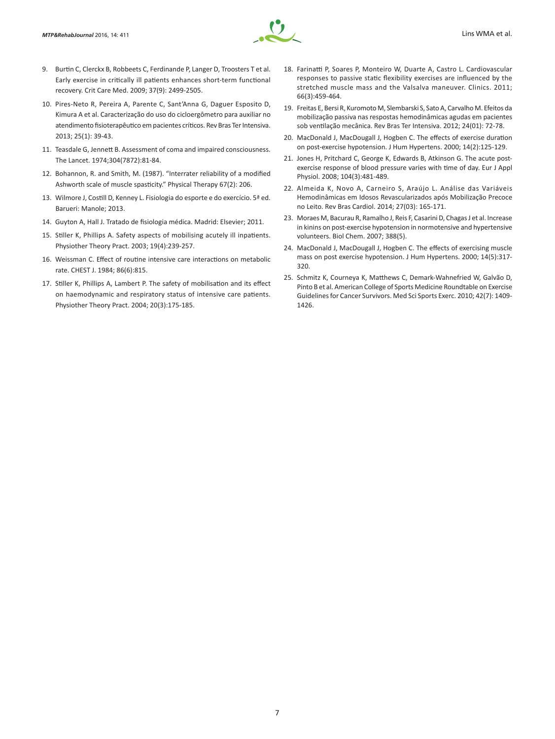9. Burtin C, Clerckx B, Robbeets C, Ferdinande P, Langer D, Troosters T et al. Early exercise in critically ill patients enhances short-term functional recovery. Crit Care Med. 2009; 37(9): 2499-2505.
10. Pires-Neto R, Pereira A, Parente C, Sant'Anna G, Daguer Esposito D, Kimura A et al. Caracterização do uso do cicloergômetro para auxiliar no atendimento fisioterapêutico em pacientes críticos. Rev Bras Ter Intensiva. 2013; 25(1): 39-43.
11. Teasdale G, Jennett B. Assessment of coma and impaired consciousness. The Lancet. 1974;304(7872):81-84.
12. Bohannon, R. and Smith, M. (1987). "Interrater reliability of a modified Ashworth scale of muscle spasticity." Physical Therapy 67(2): 206.
13. Wilmore J, Costill D, Kenney L. Fisiologia do esporte e do exercício. 5ª ed. Barueri: Manole; 2013.
14. Guyton A, Hall J. Tratado de fisiologia médica. Madrid: Elsevier; 2011.
15. Stiller K, Phillips A. Safety aspects of mobilising acutely ill inpatients. Physiother Theory Pract. 2003; 19(4):239-257.
16. Weissman C. Effect of routine intensive care interactions on metabolic rate. CHEST J. 1984; 86(6):815.
17. Stiller K, Phillips A, Lambert P. The safety of mobilisation and its effect on haemodynamic and respiratory status of intensive care patients. Physiother Theory Pract. 2004; 20(3):175-185.
18. Farinatti P, Soares P, Monteiro W, Duarte A, Castro L. Cardiovascular responses to passive static flexibility exercises are influenced by the stretched muscle mass and the Valsalva maneuver. Clinics. 2011; 66(3):459-464.
19. Freitas E, Bersi R, Kuromoto M, Slembarski S, Sato A, Carvalho M. Efeitos da mobilização passiva nas respostas hemodinâmicas agudas em pacientes sob ventilação mecânica. Rev Bras Ter Intensiva. 2012; 24(01): 72-78.
20. MacDonald J, MacDougall J, Hogben C. The effects of exercise duration on post-exercise hypotension. J Hum Hypertens. 2000; 14(2):125-129.
21. Jones H, Pritchard C, George K, Edwards B, Atkinson G. The acute post-exercise response of blood pressure varies with time of day. Eur J Appl Physiol. 2008; 104(3):481-489.
22. Almeida K, Novo A, Carneiro S, Araújo L. Análise das Variáveis Hemodinâmicas em Idosos Revascularizados após Mobilização Precoce no Leito. Rev Bras Cardiol. 2014; 27(03): 165-171.
23. Moraes M, Bacurau R, Ramalho J, Reis F, Casarini D, Chagas J et al. Increase in kinins on post-exercise hypotension in normotensive and hypertensive volunteers. Biol Chem. 2007; 388(5).
24. MacDonald J, MacDougall J, Hogben C. The effects of exercising muscle mass on post exercise hypotension. J Hum Hypertens. 2000; 14(5):317-320.
25. Schmitz K, Courneya K, Matthews C, Demark-Wahnefried W, Galvão D, Pinto B et al. American College of Sports Medicine Roundtable on Exercise Guidelines for Cancer Survivors. Med Sci Sports Exerc. 2010; 42(7): 1409-1426.